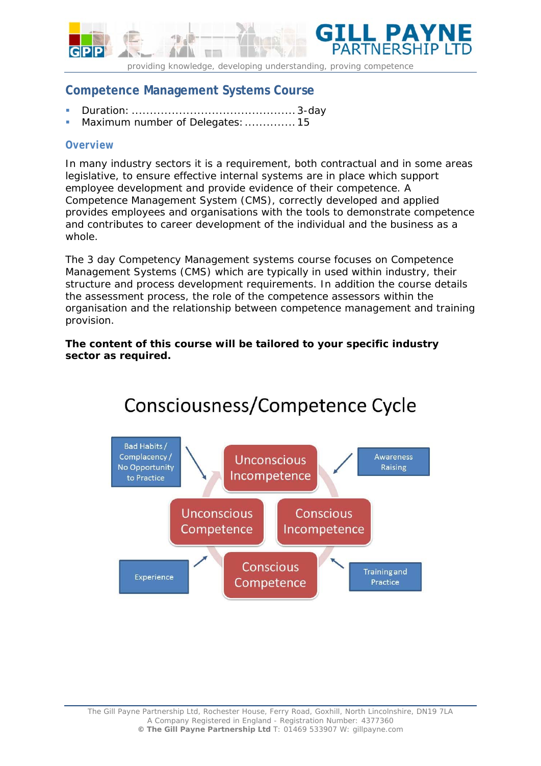## Competence Management Systems Course

- Duration: ............................................ 3-day
- Maximum number of Delegates: .............. 15

### Overview

In many industry sectors it is a requirement, both contractual and in some areas legislative, to ensure effective internal systems are in place which support employee development and provide evidence of their competence. A Competence Management System (CMS), correctly developed and applied provides employees and organisations with the tools to demonstrate competence and contributes to career development of the individual and the business as a whole.

The 3 day Competency Management systems course focuses on Competence Management Systems (CMS) which are typically in used within industry, their structure and process development requirements. In addition the course details the assessment process, the role of the competence assessors within the organisation and the relationship between competence management and training provision.

**The content of this course will be tailored to your specific industry sector as required.**

Consciousness/Competence Cycle

Unconscious Incompetence → (Awareness Raising) → Conscious Incompetence → (Training and Practice) → Conscious Competence → (Experience) → Unconscious Competence → (Bad Habits / Complacency / No Opportunity to Practice) → Unconscious Incompetence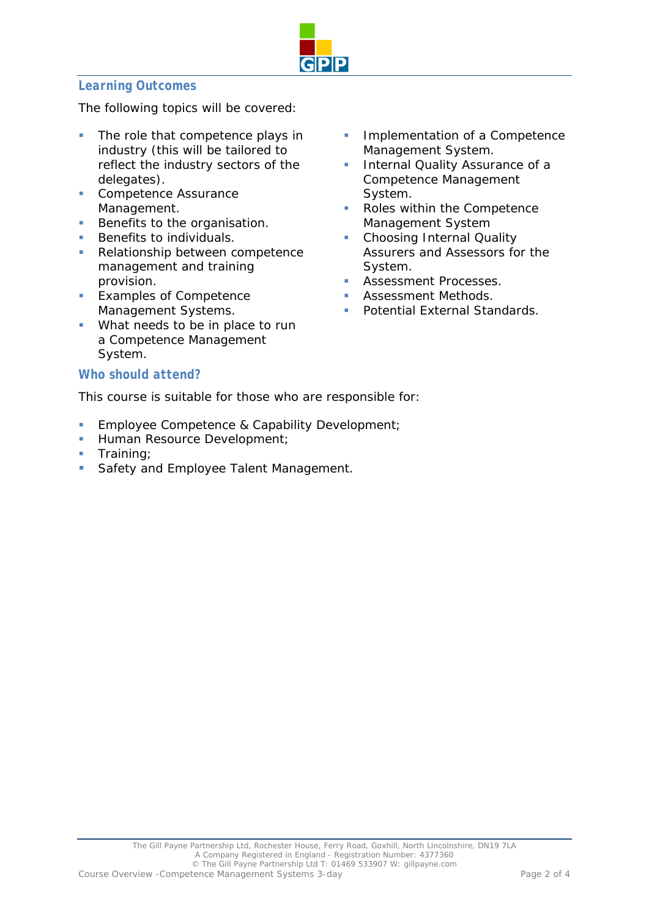## Learning Outcomes

The following topics will be covered:

- The role that competence plays in industry (this will be tailored to reflect the industry sectors of the delegates).
- Competence Assurance Management.
- Benefits to the organisation.
- Benefits to individuals.
- Relationship between competence management and training provision.
- Examples of Competence Management Systems.
- What needs to be in place to run a Competence Management System.
- Implementation of a Competence Management System.
- Internal Quality Assurance of a Competence Management System.
- Roles within the Competence Management System
- Choosing Internal Quality Assurers and Assessors for the System.
- Assessment Processes.
- Assessment Methods.
- Potential External Standards.

## Who should attend?

This course is suitable for those who are responsible for:

- Employee Competence & Capability Development;
- Human Resource Development;
- Training;
- Safety and Employee Talent Management.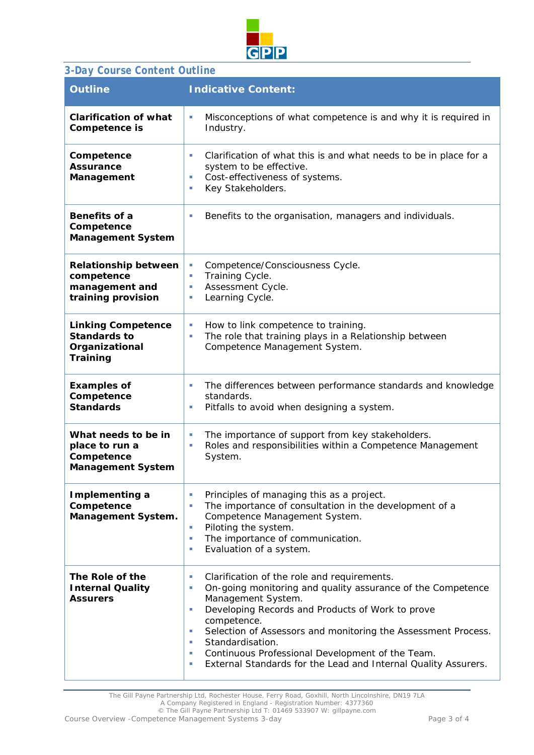## 3-Day Course Content Outline

| Outline | Indicative Content: |
|---|---|
| **Clarification of what Competence is** | ▪ Misconceptions of what competence is and why it is required in Industry. |
| **Competence Assurance Management** | ▪ Clarification of what this is and what needs to be in place for a system to be effective.<br>▪ Cost-effectiveness of systems.<br>▪ Key Stakeholders. |
| **Benefits of a Competence Management System** | ▪ Benefits to the organisation, managers and individuals. |
| **Relationship between competence management and training provision** | ▪ Competence/Consciousness Cycle.<br>▪ Training Cycle.<br>▪ Assessment Cycle.<br>▪ Learning Cycle. |
| **Linking Competence Standards to Organizational Training** | ▪ How to link competence to training.<br>▪ The role that training plays in a Relationship between Competence Management System. |
| **Examples of Competence Standards** | ▪ The differences between performance standards and knowledge standards.<br>▪ Pitfalls to avoid when designing a system. |
| **What needs to be in place to run a Competence Management System** | ▪ The importance of support from key stakeholders.<br>▪ Roles and responsibilities within a Competence Management System. |
| **Implementing a Competence Management System.** | ▪ Principles of managing this as a project.<br>▪ The importance of consultation in the development of a Competence Management System.<br>▪ Piloting the system.<br>▪ The importance of communication.<br>▪ Evaluation of a system. |
| **The Role of the Internal Quality Assurers** | ▪ Clarification of the role and requirements.<br>▪ On-going monitoring and quality assurance of the Competence Management System.<br>▪ Developing Records and Products of Work to prove competence.<br>▪ Selection of Assessors and monitoring the Assessment Process.<br>▪ Standardisation.<br>▪ Continuous Professional Development of the Team.<br>▪ External Standards for the Lead and Internal Quality Assurers. |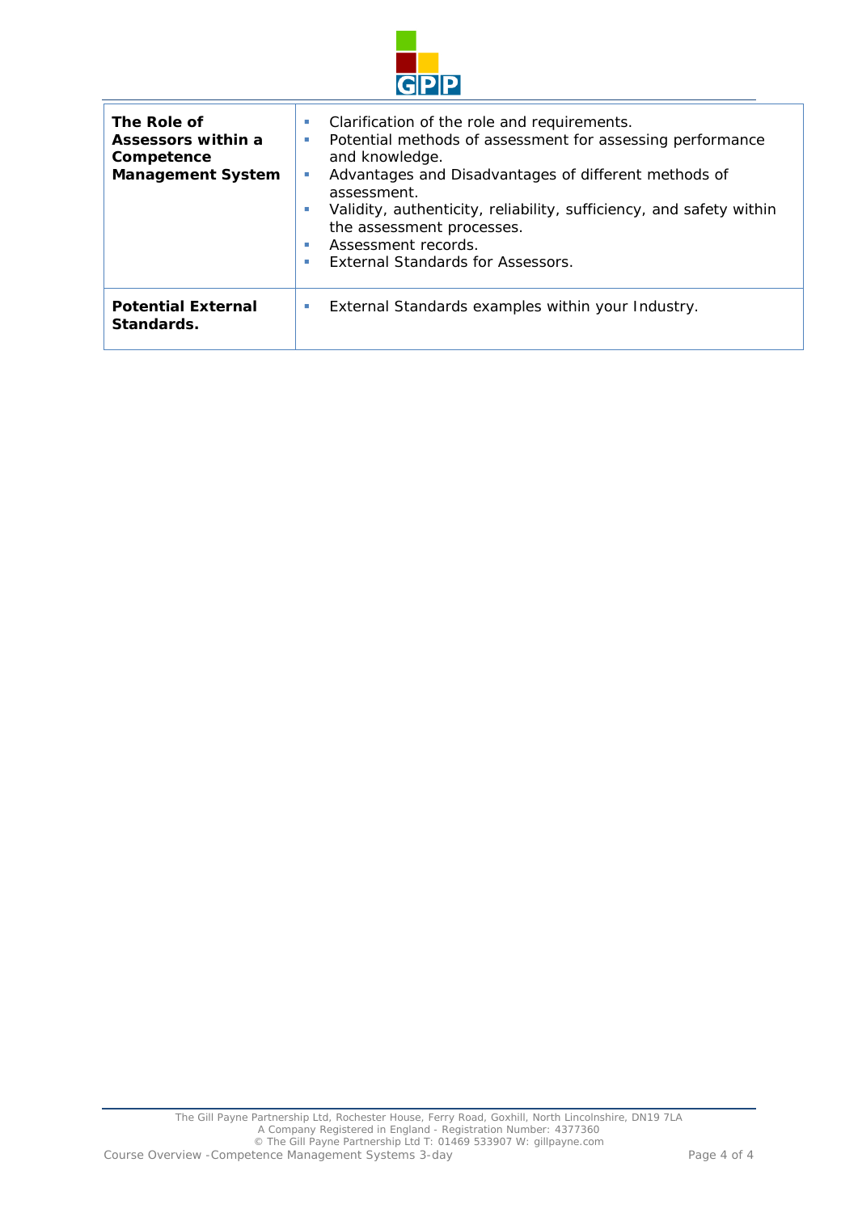| | |
| --- | --- |
| **The Role of Assessors within a Competence Management System** | - Clarification of the role and requirements.<br>- Potential methods of assessment for assessing performance and knowledge.<br>- Advantages and Disadvantages of different methods of assessment.<br>- Validity, authenticity, reliability, sufficiency, and safety within the assessment processes.<br>- Assessment records.<br>- External Standards for Assessors. |
| **Potential External Standards.** | - External Standards examples within your Industry. |